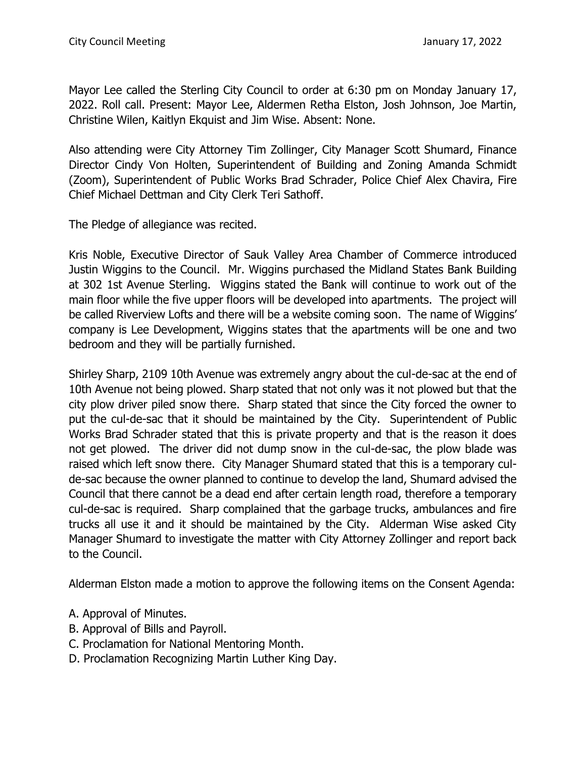Mayor Lee called the Sterling City Council to order at 6:30 pm on Monday January 17, 2022. Roll call. Present: Mayor Lee, Aldermen Retha Elston, Josh Johnson, Joe Martin, Christine Wilen, Kaitlyn Ekquist and Jim Wise. Absent: None.

Also attending were City Attorney Tim Zollinger, City Manager Scott Shumard, Finance Director Cindy Von Holten, Superintendent of Building and Zoning Amanda Schmidt (Zoom), Superintendent of Public Works Brad Schrader, Police Chief Alex Chavira, Fire Chief Michael Dettman and City Clerk Teri Sathoff.

The Pledge of allegiance was recited.

Kris Noble, Executive Director of Sauk Valley Area Chamber of Commerce introduced Justin Wiggins to the Council. Mr. Wiggins purchased the Midland States Bank Building at 302 1st Avenue Sterling. Wiggins stated the Bank will continue to work out of the main floor while the five upper floors will be developed into apartments. The project will be called Riverview Lofts and there will be a website coming soon. The name of Wiggins' company is Lee Development, Wiggins states that the apartments will be one and two bedroom and they will be partially furnished.

Shirley Sharp, 2109 10th Avenue was extremely angry about the cul-de-sac at the end of 10th Avenue not being plowed. Sharp stated that not only was it not plowed but that the city plow driver piled snow there. Sharp stated that since the City forced the owner to put the cul-de-sac that it should be maintained by the City. Superintendent of Public Works Brad Schrader stated that this is private property and that is the reason it does not get plowed. The driver did not dump snow in the cul-de-sac, the plow blade was raised which left snow there. City Manager Shumard stated that this is a temporary cul-de-sac because the owner planned to continue to develop the land, Shumard advised the Council that there cannot be a dead end after certain length road, therefore a temporary cul-de-sac is required. Sharp complained that the garbage trucks, ambulances and fire trucks all use it and it should be maintained by the City. Alderman Wise asked City Manager Shumard to investigate the matter with City Attorney Zollinger and report back to the Council.

Alderman Elston made a motion to approve the following items on the Consent Agenda:

A. Approval of Minutes.
B. Approval of Bills and Payroll.
C. Proclamation for National Mentoring Month.
D. Proclamation Recognizing Martin Luther King Day.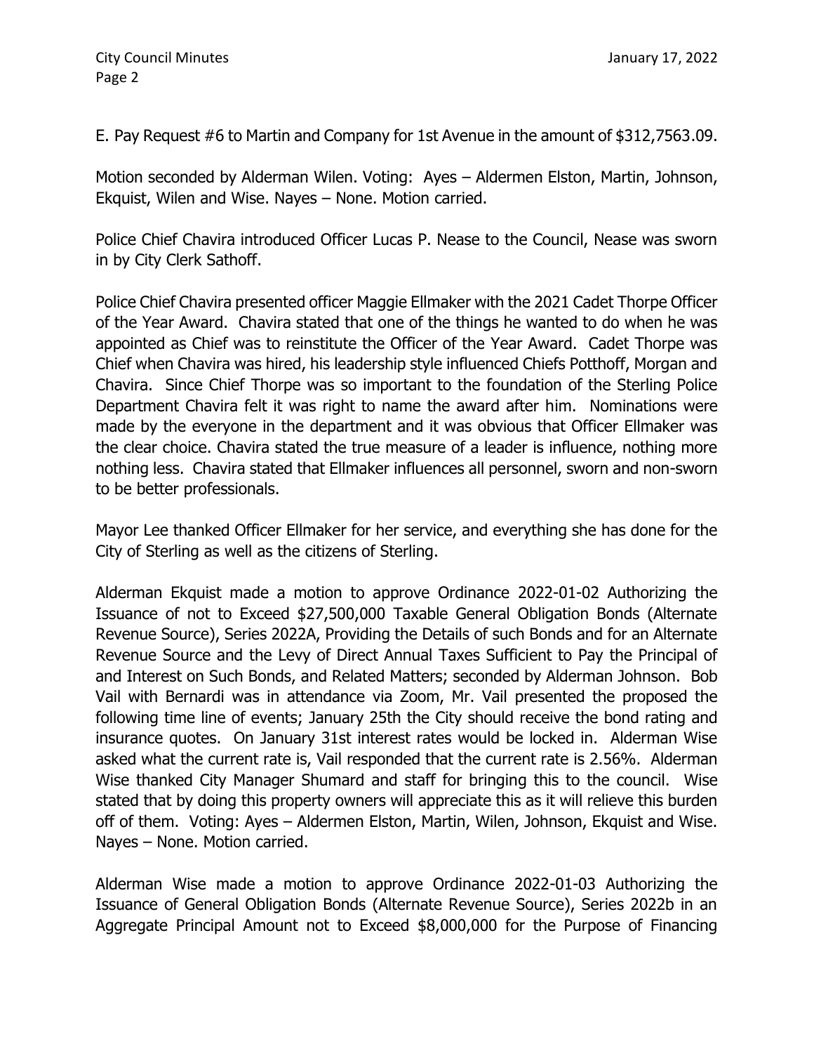E. Pay Request #6 to Martin and Company for 1st Avenue in the amount of $312,7563.09.

Motion seconded by Alderman Wilen. Voting: Ayes – Aldermen Elston, Martin, Johnson, Ekquist, Wilen and Wise. Nayes – None. Motion carried.

Police Chief Chavira introduced Officer Lucas P. Nease to the Council, Nease was sworn in by City Clerk Sathoff.

Police Chief Chavira presented officer Maggie Ellmaker with the 2021 Cadet Thorpe Officer of the Year Award. Chavira stated that one of the things he wanted to do when he was appointed as Chief was to reinstitute the Officer of the Year Award. Cadet Thorpe was Chief when Chavira was hired, his leadership style influenced Chiefs Potthoff, Morgan and Chavira. Since Chief Thorpe was so important to the foundation of the Sterling Police Department Chavira felt it was right to name the award after him. Nominations were made by the everyone in the department and it was obvious that Officer Ellmaker was the clear choice. Chavira stated the true measure of a leader is influence, nothing more nothing less. Chavira stated that Ellmaker influences all personnel, sworn and non-sworn to be better professionals.

Mayor Lee thanked Officer Ellmaker for her service, and everything she has done for the City of Sterling as well as the citizens of Sterling.

Alderman Ekquist made a motion to approve Ordinance 2022-01-02 Authorizing the Issuance of not to Exceed $27,500,000 Taxable General Obligation Bonds (Alternate Revenue Source), Series 2022A, Providing the Details of such Bonds and for an Alternate Revenue Source and the Levy of Direct Annual Taxes Sufficient to Pay the Principal of and Interest on Such Bonds, and Related Matters; seconded by Alderman Johnson. Bob Vail with Bernardi was in attendance via Zoom, Mr. Vail presented the proposed the following time line of events; January 25th the City should receive the bond rating and insurance quotes. On January 31st interest rates would be locked in. Alderman Wise asked what the current rate is, Vail responded that the current rate is 2.56%. Alderman Wise thanked City Manager Shumard and staff for bringing this to the council. Wise stated that by doing this property owners will appreciate this as it will relieve this burden off of them. Voting: Ayes – Aldermen Elston, Martin, Wilen, Johnson, Ekquist and Wise. Nayes – None. Motion carried.

Alderman Wise made a motion to approve Ordinance 2022-01-03 Authorizing the Issuance of General Obligation Bonds (Alternate Revenue Source), Series 2022b in an Aggregate Principal Amount not to Exceed $8,000,000 for the Purpose of Financing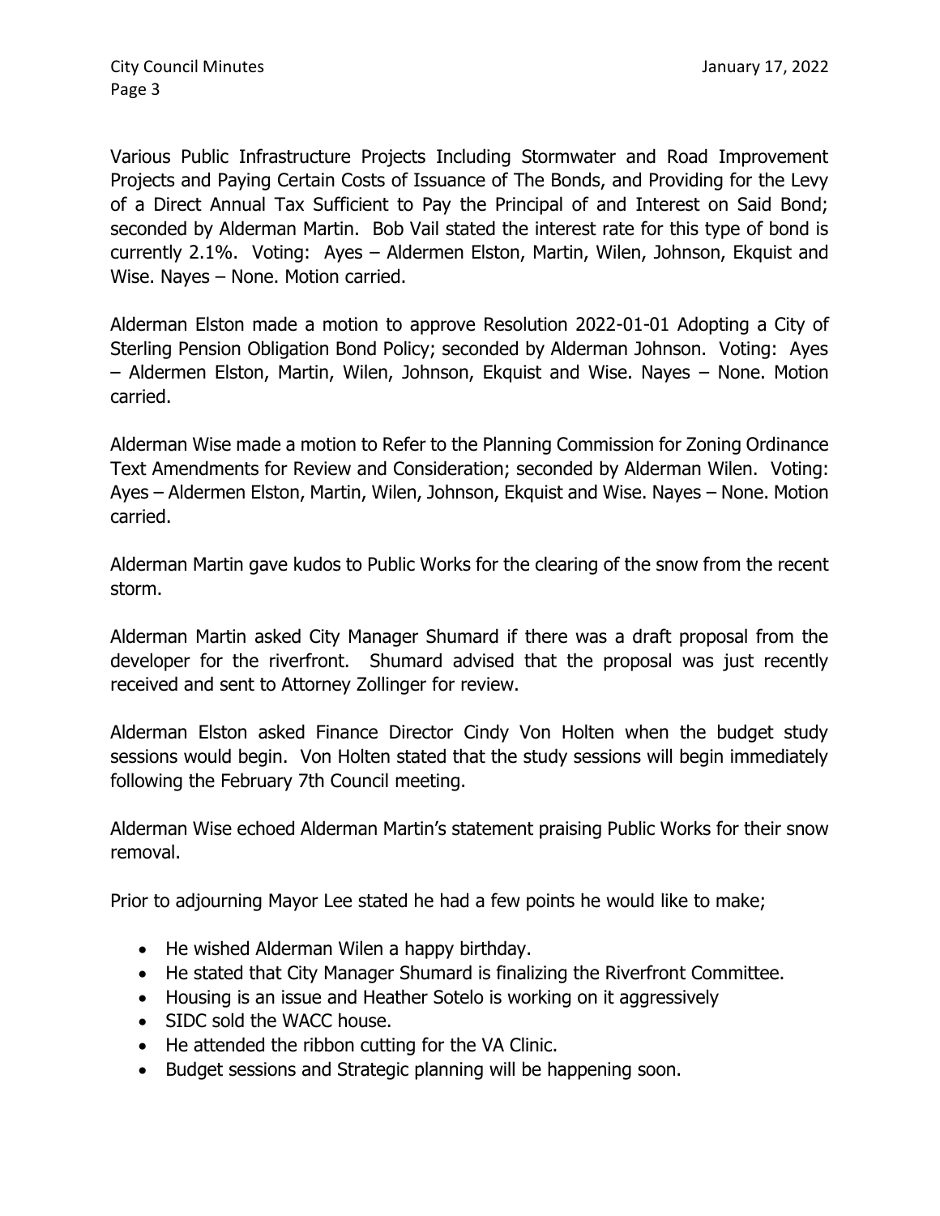Various Public Infrastructure Projects Including Stormwater and Road Improvement Projects and Paying Certain Costs of Issuance of The Bonds, and Providing for the Levy of a Direct Annual Tax Sufficient to Pay the Principal of and Interest on Said Bond; seconded by Alderman Martin. Bob Vail stated the interest rate for this type of bond is currently 2.1%. Voting: Ayes – Aldermen Elston, Martin, Wilen, Johnson, Ekquist and Wise. Nayes – None. Motion carried.

Alderman Elston made a motion to approve Resolution 2022-01-01 Adopting a City of Sterling Pension Obligation Bond Policy; seconded by Alderman Johnson. Voting: Ayes – Aldermen Elston, Martin, Wilen, Johnson, Ekquist and Wise. Nayes – None. Motion carried.

Alderman Wise made a motion to Refer to the Planning Commission for Zoning Ordinance Text Amendments for Review and Consideration; seconded by Alderman Wilen. Voting: Ayes – Aldermen Elston, Martin, Wilen, Johnson, Ekquist and Wise. Nayes – None. Motion carried.

Alderman Martin gave kudos to Public Works for the clearing of the snow from the recent storm.

Alderman Martin asked City Manager Shumard if there was a draft proposal from the developer for the riverfront. Shumard advised that the proposal was just recently received and sent to Attorney Zollinger for review.

Alderman Elston asked Finance Director Cindy Von Holten when the budget study sessions would begin. Von Holten stated that the study sessions will begin immediately following the February 7th Council meeting.

Alderman Wise echoed Alderman Martin's statement praising Public Works for their snow removal.

Prior to adjourning Mayor Lee stated he had a few points he would like to make;

- He wished Alderman Wilen a happy birthday.
- He stated that City Manager Shumard is finalizing the Riverfront Committee.
- Housing is an issue and Heather Sotelo is working on it aggressively
- SIDC sold the WACC house.
- He attended the ribbon cutting for the VA Clinic.
- Budget sessions and Strategic planning will be happening soon.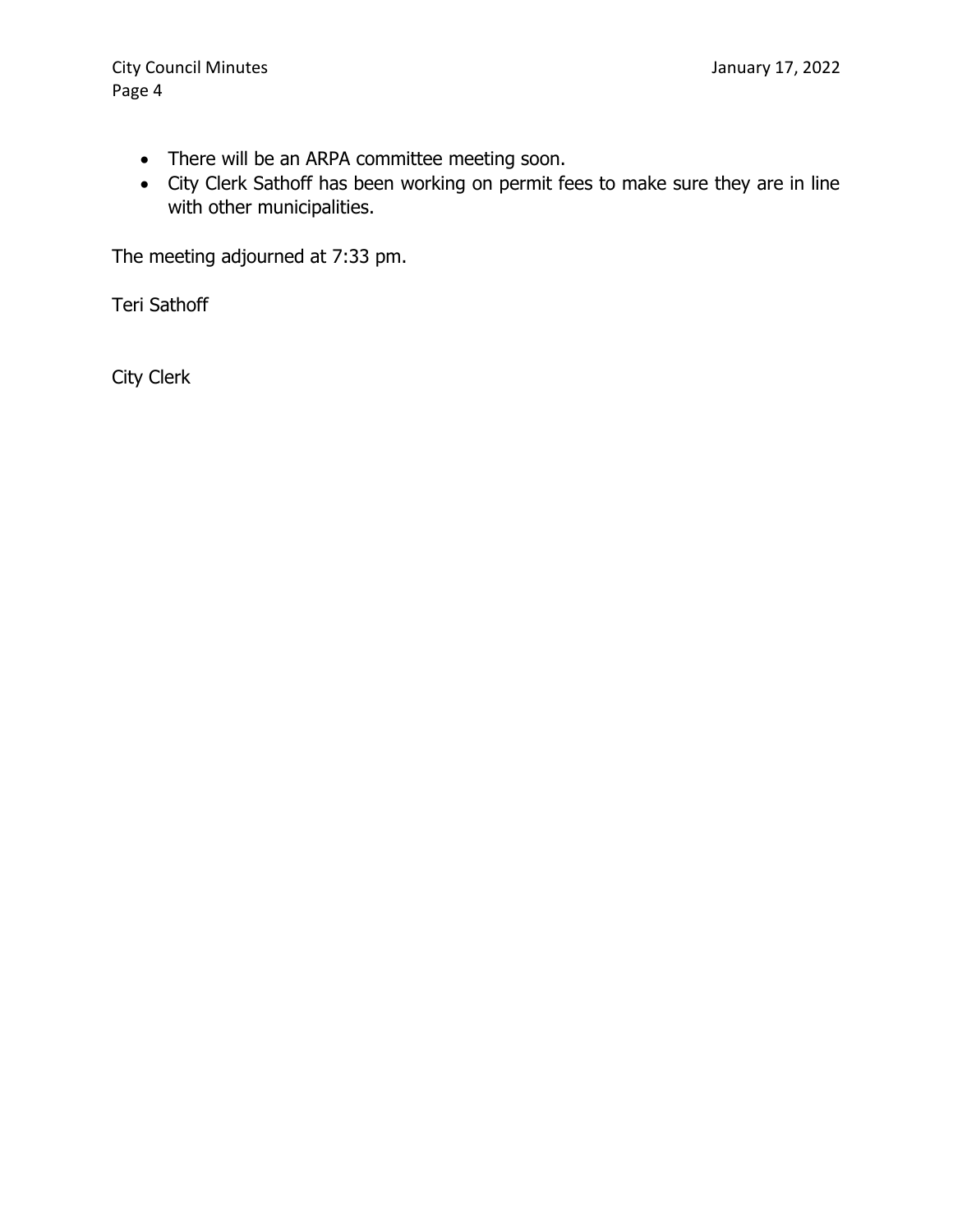- There will be an ARPA committee meeting soon.
- City Clerk Sathoff has been working on permit fees to make sure they are in line with other municipalities.

The meeting adjourned at 7:33 pm.

Teri Sathoff

City Clerk